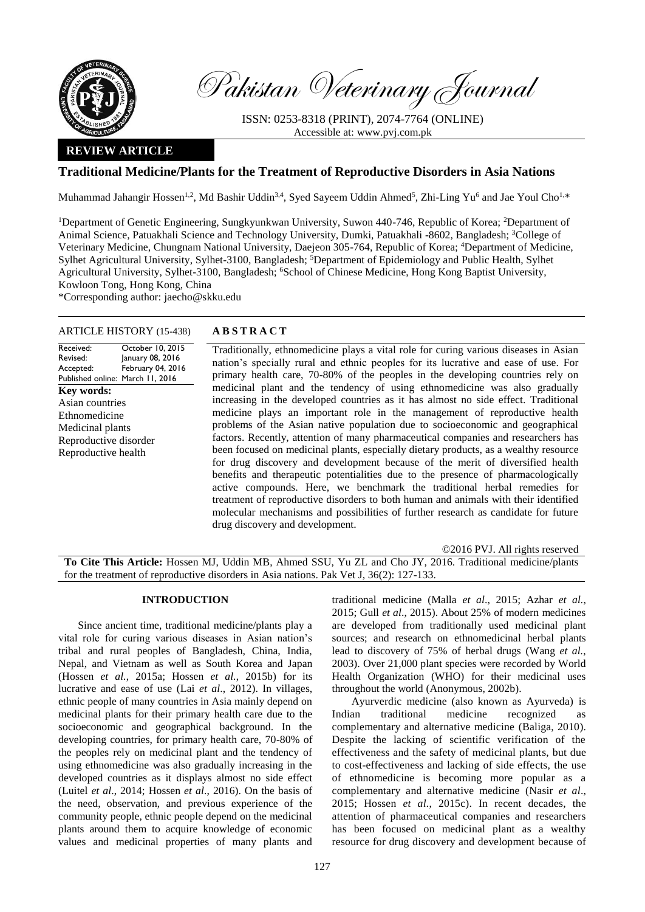Pakistan Veterinary Journal

ISSN: 0253-8318 (PRINT), 2074-7764 (ONLINE)
Accessible at: www.pvj.com.pk

**REVIEW ARTICLE**

# Traditional Medicine/Plants for the Treatment of Reproductive Disorders in Asia Nations

Muhammad Jahangir Hossen[1,2], Md Bashir Uddin[3,4], Syed Sayeem Uddin Ahmed[5], Zhi-Ling Yu[6] and Jae Youl Cho[1,*]

[1]Department of Genetic Engineering, Sungkyunkwan University, Suwon 440-746, Republic of Korea; [2]Department of Animal Science, Patuakhali Science and Technology University, Dumki, Patuakhali -8602, Bangladesh; [3]College of Veterinary Medicine, Chungnam National University, Daejeon 305-764, Republic of Korea; [4]Department of Medicine, Sylhet Agricultural University, Sylhet-3100, Bangladesh; [5]Department of Epidemiology and Public Health, Sylhet Agricultural University, Sylhet-3100, Bangladesh; [6]School of Chinese Medicine, Hong Kong Baptist University, Kowloon Tong, Hong Kong, China

*Corresponding author: jaecho@skku.edu

**ARTICLE HISTORY** (15-438)

| | |
|---|---|
| Received: | October 10, 2015 |
| Revised: | January 08, 2016 |
| Accepted: | February 04, 2016 |
| Published online: | March 11, 2016 |

**Key words:**
Asian countries
Ethnomedicine
Medicinal plants
Reproductive disorder
Reproductive health

## ABSTRACT

Traditionally, ethnomedicine plays a vital role for curing various diseases in Asian nation's specially rural and ethnic peoples for its lucrative and ease of use. For primary health care, 70-80% of the peoples in the developing countries rely on medicinal plant and the tendency of using ethnomedicine was also gradually increasing in the developed countries as it has almost no side effect. Traditional medicine plays an important role in the management of reproductive health problems of the Asian native population due to socioeconomic and geographical factors. Recently, attention of many pharmaceutical companies and researchers has been focused on medicinal plants, especially dietary products, as a wealthy resource for drug discovery and development because of the merit of diversified health benefits and therapeutic potentialities due to the presence of pharmacologically active compounds. Here, we benchmark the traditional herbal remedies for treatment of reproductive disorders to both human and animals with their identified molecular mechanisms and possibilities of further research as candidate for future drug discovery and development.

©2016 PVJ. All rights reserved

**To Cite This Article:** Hossen MJ, Uddin MB, Ahmed SSU, Yu ZL and Cho JY, 2016. Traditional medicine/plants for the treatment of reproductive disorders in Asia nations. Pak Vet J, 36(2): 127-133.

## INTRODUCTION

Since ancient time, traditional medicine/plants play a vital role for curing various diseases in Asian nation's tribal and rural peoples of Bangladesh, China, India, Nepal, and Vietnam as well as South Korea and Japan (Hossen *et al.*, 2015a; Hossen *et al.*, 2015b) for its lucrative and ease of use (Lai *et al*., 2012). In villages, ethnic people of many countries in Asia mainly depend on medicinal plants for their primary health care due to the socioeconomic and geographical background. In the developing countries, for primary health care, 70-80% of the peoples rely on medicinal plant and the tendency of using ethnomedicine was also gradually increasing in the developed countries as it displays almost no side effect (Luitel *et al*., 2014; Hossen *et al*., 2016). On the basis of the need, observation, and previous experience of the community people, ethnic people depend on the medicinal plants around them to acquire knowledge of economic values and medicinal properties of many plants and traditional medicine (Malla *et al*., 2015; Azhar *et al.*, 2015; Gull *et al*., 2015). About 25% of modern medicines are developed from traditionally used medicinal plant sources; and research on ethnomedicinal herbal plants lead to discovery of 75% of herbal drugs (Wang *et al.*, 2003). Over 21,000 plant species were recorded by World Health Organization (WHO) for their medicinal uses throughout the world (Anonymous, 2002b).

Ayurverdic medicine (also known as Ayurveda) is Indian traditional medicine recognized as complementary and alternative medicine (Baliga, 2010). Despite the lacking of scientific verification of the effectiveness and the safety of medicinal plants, but due to cost-effectiveness and lacking of side effects, the use of ethnomedicine is becoming more popular as a complementary and alternative medicine (Nasir *et al*., 2015; Hossen *et al.*, 2015c). In recent decades, the attention of pharmaceutical companies and researchers has been focused on medicinal plant as a wealthy resource for drug discovery and development because of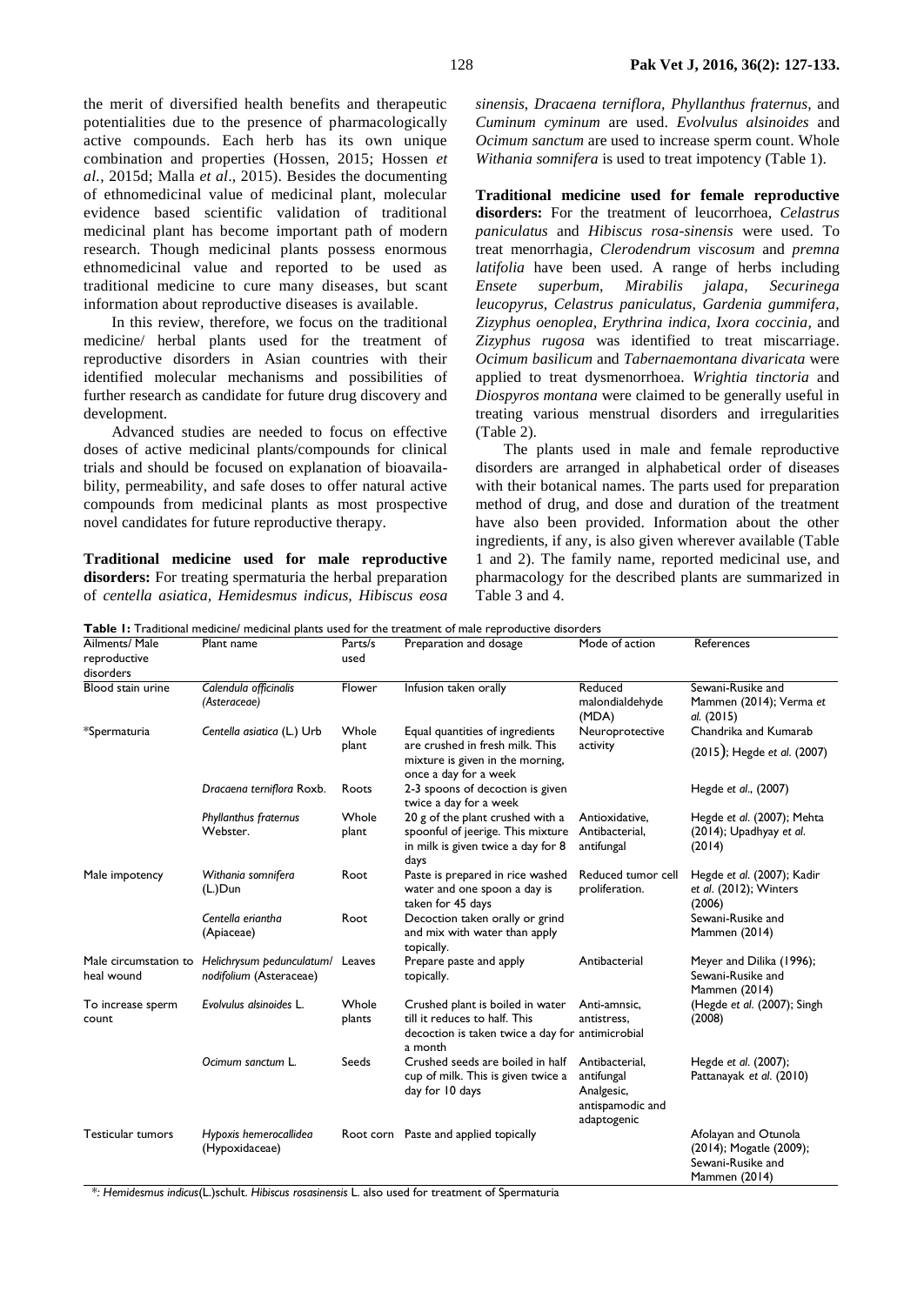the merit of diversified health benefits and therapeutic potentialities due to the presence of pharmacologically active compounds. Each herb has its own unique combination and properties (Hossen, 2015; Hossen *et al.*, 2015d; Malla *et al*., 2015). Besides the documenting of ethnomedicinal value of medicinal plant, molecular evidence based scientific validation of traditional medicinal plant has become important path of modern research. Though medicinal plants possess enormous ethnomedicinal value and reported to be used as traditional medicine to cure many diseases, but scant information about reproductive diseases is available.

In this review, therefore, we focus on the traditional medicine/ herbal plants used for the treatment of reproductive disorders in Asian countries with their identified molecular mechanisms and possibilities of further research as candidate for future drug discovery and development.

Advanced studies are needed to focus on effective doses of active medicinal plants/compounds for clinical trials and should be focused on explanation of bioavailability, permeability, and safe doses to offer natural active compounds from medicinal plants as most prospective novel candidates for future reproductive therapy.

**Traditional medicine used for male reproductive disorders:** For treating spermaturia the herbal preparation of *centella asiatica, Hemidesmus indicus, Hibiscus eosa sinensis, Dracaena terniflora, Phyllanthus fraternus,* and *Cuminum cyminum* are used. *Evolvulus alsinoides* and *Ocimum sanctum* are used to increase sperm count. Whole *Withania somnifera* is used to treat impotency (Table 1).

**Traditional medicine used for female reproductive disorders:** For the treatment of leucorrhoea, *Celastrus paniculatus* and *Hibiscus rosa-sinensis* were used. To treat menorrhagia, *Clerodendrum viscosum* and *premna latifolia* have been used. A range of herbs including *Ensete superbum, Mirabilis jalapa, Securinega leucopyrus, Celastrus paniculatus, Gardenia gummifera, Zizyphus oenoplea, Erythrina indica, Ixora coccinia,* and *Zizyphus rugosa* was identified to treat miscarriage. *Ocimum basilicum* and *Tabernaemontana divaricata* were applied to treat dysmenorrhoea. *Wrightia tinctoria* and *Diospyros montana* were claimed to be generally useful in treating various menstrual disorders and irregularities (Table 2).

The plants used in male and female reproductive disorders are arranged in alphabetical order of diseases with their botanical names. The parts used for preparation method of drug, and dose and duration of the treatment have also been provided. Information about the other ingredients, if any, is also given wherever available (Table 1 and 2). The family name, reported medicinal use, and pharmacology for the described plants are summarized in Table 3 and 4.

**Table 1:** Traditional medicine/ medicinal plants used for the treatment of male reproductive disorders

| Ailments/ Male reproductive disorders | Plant name | Parts/s used | Preparation and dosage | Mode of action | References |
|---|---|---|---|---|---|
| Blood stain urine | *Calendula officinalis (Asteraceae)* | Flower | Infusion taken orally | Reduced malondialdehyde (MDA) | Sewani-Rusike and Mammen (2014); Verma *et al.* (2015) |
| *Spermaturia | *Centella asiatica* (L.) Urb | Whole plant | Equal quantities of ingredients are crushed in fresh milk. This mixture is given in the morning, once a day for a week | Neuroprotective activity | Chandrika and Kumarab (2015); Hegde *et al.* (2007) |
| | *Dracaena terniflora* Roxb. | Roots | 2-3 spoons of decoction is given twice a day for a week | | Hegde *et al*., (2007) |
| | *Phyllanthus fraternus* Webster. | Whole plant | 20 g of the plant crushed with a spoonful of jeerige. This mixture in milk is given twice a day for 8 days | Antioxidative, Antibacterial, antifungal | Hegde *et al.* (2007); Mehta (2014); Upadhyay *et al.* (2014) |
| Male impotency | *Withania somnifera* (L.)Dun | Root | Paste is prepared in rice washed water and one spoon a day is taken for 45 days | Reduced tumor cell proliferation. | Hegde *et al.* (2007); Kadir *et al.* (2012); Winters (2006) |
| | *Centella eriantha* (Apiaceae) | Root | Decoction taken orally or grind and mix with water than apply topically. | | Sewani-Rusike and Mammen (2014) |
| Male circumstation to heal wound | *Helichrysum pedunculatum/ nodifolium* (Asteraceae) | Leaves | Prepare paste and apply topically. | Antibacterial | Meyer and Dilika (1996); Sewani-Rusike and Mammen (2014) |
| To increase sperm count | *Evolvulus alsinoides* L. | Whole plants | Crushed plant is boiled in water till it reduces to half. This decoction is taken twice a day for a month | Anti-amnsic, antistress, antimicrobial | (Hegde *et al.* (2007); Singh (2008) |
| | *Ocimum sanctum* L. | Seeds | Crushed seeds are boiled in half cup of milk. This is given twice a day for 10 days | Antibacterial, antifungal Analgesic, antispamodic and adaptogenic | Hegde *et al.* (2007); Pattanayak *et al.* (2010) |
| Testicular tumors | *Hypoxis hemerocallidea* (Hypoxidaceae) | Root corn | Paste and applied topically | | Afolayan and Otunola (2014); Mogatle (2009); Sewani-Rusike and Mammen (2014) |

*: *Hemidesmus indicus*(L.)schult. *Hibiscus rosasinensis* L. also used for treatment of Spermaturia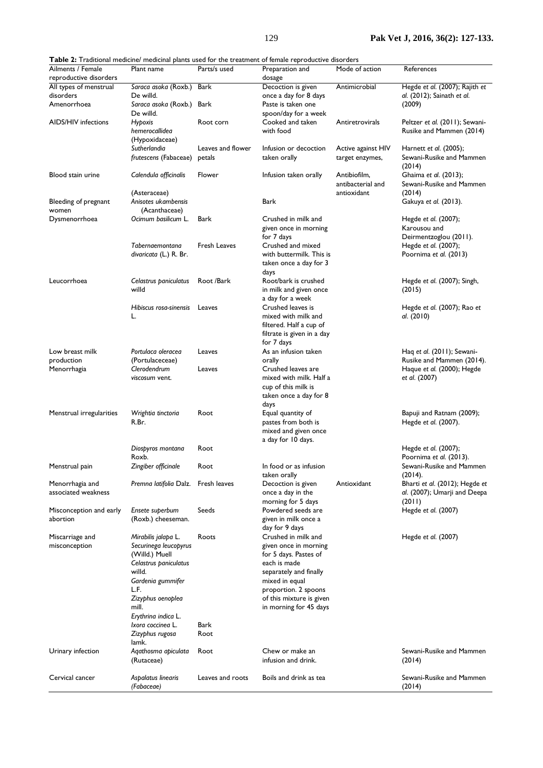**Table 2:** Traditional medicine/ medicinal plants used for the treatment of female reproductive disorders

| Ailments / Female reproductive disorders | Plant name | Parts/s used | Preparation and dosage | Mode of action | References |
|---|---|---|---|---|---|
| All types of menstrual disorders | *Saraca asoka* (Roxb.) De willd. | Bark | Decoction is given once a day for 8 days | Antimicrobial | Hegde *et al.* (2007); Rajith *et al.* (2012); Sainath *et al.* (2009) |
| Amenorrhoea | *Saraca asoka* (Roxb.) De willd. | Bark | Paste is taken one spoon/day for a week | | |
| AIDS/HIV infections | *Hypoxis hemerocallidea* (Hypoxidaceae) | Root corn | Cooked and taken with food | Antiretrovirals | Peltzer *et al.* (2011); Sewani-Rusike and Mammen (2014) |
| | *Sutherlandia frutescens* (Fabaceae) | Leaves and flower petals | Infusion or decoction taken orally | Active against HIV target enzymes, | Harnett *et al.* (2005); Sewani-Rusike and Mammen (2014) |
| Blood stain urine | *Calendula officinalis* (Asteraceae) | Flower | Infusion taken orally | Antibiofilm, antibacterial and antioxidant | Ghaima *et al.* (2013); Sewani-Rusike and Mammen (2014) |
| Bleeding of pregnant women | *Anisotes ukambensis* (Acanthaceae) | | Bark | | Gakuya *et al.* (2013). |
| Dysmenorrhoea | *Ocimum basilicum* L. | Bark | Crushed in milk and given once in morning for 7 days | | Hegde *et al.* (2007); Karousou and Deirmentzoglou (2011). |
| | *Tabernaemontana divaricata* (L.) R. Br. | Fresh Leaves | Crushed and mixed with buttermilk. This is taken once a day for 3 days | | Hegde *et al.* (2007); Poornima *et al.* (2013) |
| Leucorrhoea | *Celastrus paniculatus* willd | Root /Bark | Root/bark is crushed in milk and given once a day for a week | | Hegde *et al.* (2007); Singh, (2015) |
| | *Hibiscus rosa-sinensis* L. | Leaves | Crushed leaves is mixed with milk and filtered. Half a cup of filtrate is given in a day for 7 days | | Hegde *et al.* (2007); Rao *et al.* (2010) |
| Low breast milk production | *Portulaca oleracea* (Portulaceceae) | Leaves | As an infusion taken orally | | Haq *et al.* (2011); Sewani-Rusike and Mammen (2014). |
| Menorrhagia | *Clerodendrum viscosum* vent. | Leaves | Crushed leaves are mixed with milk. Half a cup of this milk is taken once a day for 8 days | | Haque *et al.* (2000); Hegde *et al.* (2007) |
| Menstrual irregularities | *Wrightia tinctoria* R.Br. | Root | Equal quantity of pastes from both is mixed and given once a day for 10 days. | | Bapuji and Ratnam (2009); Hegde *et al.* (2007). |
| | *Diospyros montana* Roxb. | Root | | | Hegde *et al.* (2007); Poornima *et al.* (2013). |
| Menstrual pain | *Zingiber officinale* | Root | In food or as infusion taken orally | | Sewani-Rusike and Mammen (2014). |
| Menorrhagia and associated weakness | *Premna latifolia* Dalz. | Fresh leaves | Decoction is given once a day in the morning for 5 days | Antioxidant | Bharti *et al.* (2012); Hegde *et al.* (2007); Umarji and Deepa (2011) |
| Misconception and early abortion | *Ensete superbum* (Roxb.) cheeseman. | Seeds | Powdered seeds are given in milk once a day for 9 days | | Hegde *et al.* (2007) |
| Miscarriage and misconception | *Mirabilis jalapa* L. *Securinega leucopyrus* (Willd.) Muell *Celastrus paniculatus* willd. *Gardenia gummifer* L.F. *Zizyphus oenoplea* mill. *Erythrina indica* L. | Roots | Crushed in milk and given once in morning for 5 days. Pastes of each is made separately and finally mixed in equal proportion. 2 spoons of this mixture is given in morning for 45 days | | Hegde *et al.* (2007) |
| | *Ixora coccinea* L. | Bark | | | |
| | *Zizyphus rugosa* lamk. | Root | | | |
| Urinary infection | *Aqathosma apiculata* (Rutaceae) | Root | Chew or make an infusion and drink. | | Sewani-Rusike and Mammen (2014) |
| Cervical cancer | *Aspalatus linearis* *(Fabaceae)* | Leaves and roots | Boils and drink as tea | | Sewani-Rusike and Mammen (2014) |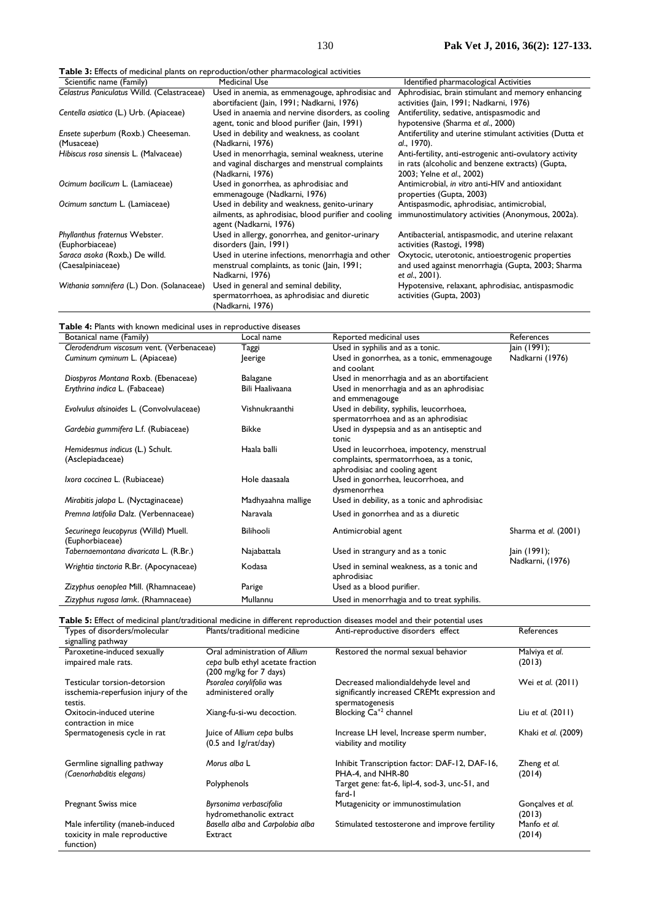**Table 3:** Effects of medicinal plants on reproduction/other pharmacological activities

| Scientific name (Family) | Medicinal Use | Identified pharmacological Activities |
|---|---|---|
| *Celastrus Paniculatus* Willd. (Celastraceae) | Used in anemia, as emmenagouge, aphrodisiac and abortifacient (Jain, 1991; Nadkarni, 1976) | Aphrodisiac, brain stimulant and memory enhancing activities (Jain, 1991; Nadkarni, 1976) |
| *Centella asiatica* (L.) Urb. (Apiaceae) | Used in anaemia and nervine disorders, as cooling agent, tonic and blood purifier (Jain, 1991) | Antifertility, sedative, antispasmodic and hypotensive (Sharma *et al.*, 2000) |
| *Ensete superbum* (Roxb.) Cheeseman. (Musaceae) | Used in debility and weakness, as coolant (Nadkarni, 1976) | Antifertility and uterine stimulant activities (Dutta *et al.*, 1970). |
| *Hibiscus rosa sinensis* L. (Malvaceae) | Used in menorrhagia, seminal weakness, uterine and vaginal discharges and menstrual complaints (Nadkarni, 1976) | Anti-fertility, anti-estrogenic anti-ovulatory activity in rats (alcoholic and benzene extracts) (Gupta, 2003; Yelne *et al.*, 2002) |
| *Ocimum bacilicum* L. (Lamiaceae) | Used in gonorrhea, as aphrodisiac and emmenagouge (Nadkarni, 1976) | Antimicrobial, *in vitro* anti-HIV and antioxidant properties (Gupta, 2003) |
| *Ocimum sanctum* L. (Lamiaceae) | Used in debility and weakness, genito-urinary ailments, as aphrodisiac, blood purifier and cooling agent (Nadkarni, 1976) | Antispasmodic, aphrodisiac, antimicrobial, immunostimulatory activities (Anonymous, 2002a). |
| *Phyllanthus fraternus* Webster. (Euphorbiaceae) | Used in allergy, gonorrhea, and genitor-urinary disorders (Jain, 1991) | Antibacterial, antispasmodic, and uterine relaxant activities (Rastogi, 1998) |
| *Saraca asoka* (Roxb,) De willd. (Caesalpiniaceae) | Used in uterine infections, menorrhagia and other menstrual complaints, as tonic (Jain, 1991; Nadkarni, 1976) | Oxytocic, uterotonic, antioestrogenic properties and used against menorrhagia (Gupta, 2003; Sharma *et al.*, 2001). |
| *Withania somnifera* (L.) Don. (Solanaceae) | Used in general and seminal debility, spermatorrhoea, as aphrodisiac and diuretic (Nadkarni, 1976) | Hypotensive, relaxant, aphrodisiac, antispasmodic activities (Gupta, 2003) |

**Table 4:** Plants with known medicinal uses in reproductive diseases

| Botanical name (Family) | Local name | Reported medicinal uses | References |
|---|---|---|---|
| *Clerodendrum viscosum* vent. (Verbenaceae) | Taggi | Used in syphilis and as a tonic. | Jain (1991); |
| *Cuminum cyminum* L. (Apiaceae) | Jeerige | Used in gonorrhea, as a tonic, emmenagouge and coolant | Nadkarni (1976) |
| *Diospyros Montana* Roxb. (Ebenaceae) | Balagane | Used in menorrhagia and as an abortifacient | |
| *Erythrina indica* L. (Fabaceae) | Bili Haalivaana | Used in menorrhagia and as an aphrodisiac and emmenagouge | |
| *Evolvulus alsinoides* L. (Convolvulaceae) | Vishnukraanthi | Used in debility, syphilis, leucorrhoea, spermatorrhoea and as an aphrodisiac | |
| *Gardebia gummifera* L.f. (Rubiaceae) | Bikke | Used in dyspepsia and as an antiseptic and tonic | |
| *Hemidesmus indicus* (L.) Schult. (Asclepiadaceae) | Haala balli | Used in leucorrhoea, impotency, menstrual complaints, spermatorrhoea, as a tonic, aphrodisiac and cooling agent | |
| *Ixora coccinea* L. (Rubiaceae) | Hole daasaala | Used in gonorrhea, leucorrhoea, and dysmenorrhea | |
| *Mirabitis jalapa* L. (Nyctaginaceae) | Madhyaahna mallige | Used in debility, as a tonic and aphrodisiac | |
| *Premna latifolia* Dalz. (Verbennaceae) | Naravala | Used in gonorrhea and as a diuretic | |
| *Securinega leucopyrus* (Willd) Muell. (Euphorbiaceae) | Bilihooli | Antimicrobial agent | Sharma *et al.* (2001) |
| *Tabernaemontana divaricata* L. (R.Br.) | Najabattala | Used in strangury and as a tonic | Jain (1991); |
| *Wrightia tinctoria* R.Br. (Apocynaceae) | Kodasa | Used in seminal weakness, as a tonic and aphrodisiac | Nadkarni, (1976) |
| *Zizyphus oenoplea* Mill. (Rhamnaceae) | Parige | Used as a blood purifier. | |
| *Zizyphus rugosa* lamk. (Rhamnaceae) | Mullannu | Used in menorrhagia and to treat syphilis. | |

**Table 5:** Effect of medicinal plant/traditional medicine in different reproduction diseases model and their potential uses

| Types of disorders/molecular signalling pathway | Plants/traditional medicine | Anti-reproductive disorders effect | References |
|---|---|---|---|
| Paroxetine-induced sexually impaired male rats. | Oral administration of *Allium cepa* bulb ethyl acetate fraction (200 mg/kg for 7 days) | Restored the normal sexual behavior | Malviya *et al.* (2013) |
| Testicular torsion-detorsion isschemia-reperfusion injury of the testis. | *Psoralea corylifolia* was administered orally | Decreased maliondialdehyde level and significantly increased CREMt expression and spermatogenesis | Wei *et al.* (2011) |
| Oxitocin-induced uterine contraction in mice | Xiang-fu-si-wu decoction. | Blocking $Ca^{+2}$ channel | Liu *et al.* (2011) |
| Spermatogenesis cycle in rat | Juice of *Allium cepa* bulbs (0.5 and 1g/rat/day) | Increase LH level, Increase sperm number, viability and motility | Khaki *et al.* (2009) |
| Germline signalling pathway (*Caenorhabditis elegans*) | *Morus alba* L | Inhibit Transcription factor: DAF-12, DAF-16, PHA-4, and NHR-80 | Zheng *et al.* (2014) |
| | Polyphenols | Target gene: fat-6, lipl-4, sod-3, unc-51, and fard-1 | |
| Pregnant Swiss mice | *Byrsonima verbascifolia* hydromethanolic extract | Mutagenicity or immunostimulation | Gonçalves *et al.* (2013) |
| Male infertility (maneb-induced toxicity in male reproductive function) | *Basella alba* and *Carpolobia alba* Extract | Stimulated testosterone and improve fertility | Manfo *et al.* (2014) |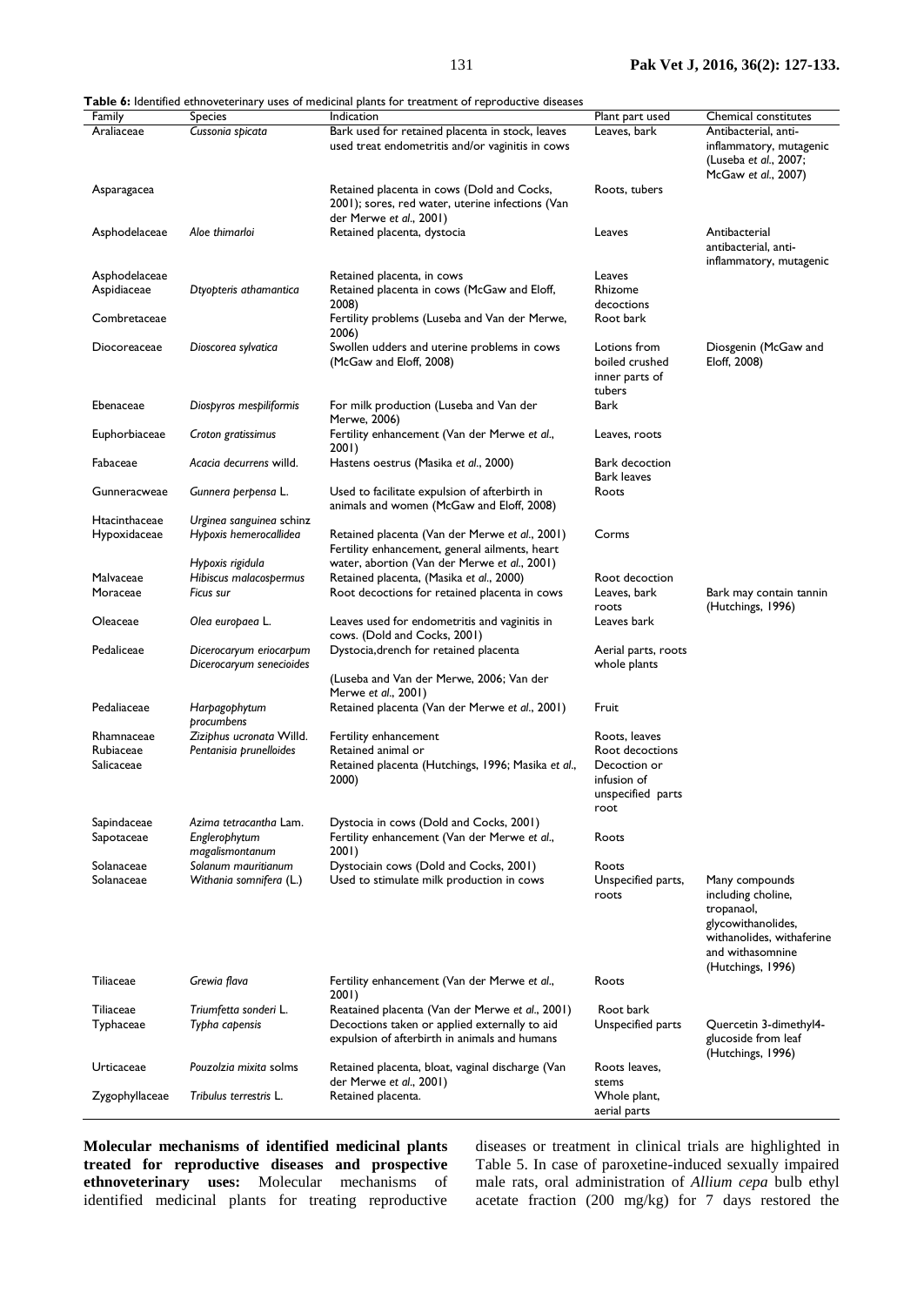**Table 6:** Identified ethnoveterinary uses of medicinal plants for treatment of reproductive diseases

| Family | Species | Indication | Plant part used | Chemical constitutes |
|---|---|---|---|---|
| Araliaceae | *Cussonia spicata* | Bark used for retained placenta in stock, leaves used treat endometritis and/or vaginitis in cows | Leaves, bark | Antibacterial, anti-inflammatory, mutagenic (Luseba *et al*., 2007; McGaw *et al*., 2007) |
| Asparagacea | | Retained placenta in cows (Dold and Cocks, 2001); sores, red water, uterine infections (Van der Merwe *et al*., 2001) | Roots, tubers | |
| Asphodelaceae | *Aloe thimarloi* | Retained placenta, dystocia | Leaves | Antibacterial antibacterial, anti-inflammatory, mutagenic |
| Asphodelaceae | | Retained placenta, in cows | Leaves | |
| Aspidiaceae | *Dtyopteris athamantica* | Retained placenta in cows (McGaw and Eloff, 2008) | Rhizome decoctions | |
| Combretaceae | | Fertility problems (Luseba and Van der Merwe, 2006) | Root bark | |
| Diocoreaceae | *Dioscorea sylvatica* | Swollen udders and uterine problems in cows (McGaw and Eloff, 2008) | Lotions from boiled crushed inner parts of tubers | Diosgenin (McGaw and Eloff, 2008) |
| Ebenaceae | *Diospyros mespiliformis* | For milk production (Luseba and Van der Merwe, 2006) | Bark | |
| Euphorbiaceae | *Croton gratissimus* | Fertility enhancement (Van der Merwe *et al*., 2001) | Leaves, roots | |
| Fabaceae | *Acacia decurrens* willd. | Hastens oestrus (Masika *et al*., 2000) | Bark decoction Bark leaves | |
| Gunneracweae | *Gunnera perpensa* L. | Used to facilitate expulsion of afterbirth in animals and women (McGaw and Eloff, 2008) | Roots | |
| Htacinthaceae | *Urginea sanguinea* schinz | | | |
| Hypoxidaceae | *Hypoxis hemerocallidea* | Retained placenta (Van der Merwe *et al*., 2001) | Corms | |
| | *Hypoxis rigidula* | Fertility enhancement, general ailments, heart water, abortion (Van der Merwe *et al*., 2001) | | |
| Malvaceae | *Hibiscus malacospermus* | Retained placenta, (Masika *et al*., 2000) | Root decoction | |
| Moraceae | *Ficus sur* | Root decoctions for retained placenta in cows | Leaves, bark roots | Bark may contain tannin (Hutchings, 1996) |
| Oleaceae | *Olea europaea* L. | Leaves used for endometritis and vaginitis in cows. (Dold and Cocks, 2001) | Leaves bark | |
| Pedaliceae | *Dicerocaryum eriocarpum* *Dicerocaryum senecioides* | Dystocia,drench for retained placenta (Luseba and Van der Merwe, 2006; Van der Merwe *et al*., 2001) | Aerial parts, roots whole plants | |
| Pedaliaceae | *Harpagophytum procumbens* | Retained placenta (Van der Merwe *et al*., 2001) | Fruit | |
| Rhamnaceae | *Ziziphus ucronata* Willd. | Fertility enhancement | Roots, leaves | |
| Rubiaceae | *Pentanisia prunelloides* | Retained animal or | Root decoctions | |
| Salicaceae | | Retained placenta (Hutchings, 1996; Masika *et al*., 2000) | Decoction or infusion of unspecified parts root | |
| Sapindaceae | *Azima tetracantha* Lam. | Dystocia in cows (Dold and Cocks, 2001) | | |
| Sapotaceae | *Englerophytum magalismontanum* | Fertility enhancement (Van der Merwe *et al*., 2001) | Roots | |
| Solanaceae | *Solanum mauritianum* | Dystociain cows (Dold and Cocks, 2001) | Roots | |
| Solanaceae | *Withania somnifera* (L.) | Used to stimulate milk production in cows | Unspecified parts, roots | Many compounds including choline, tropanaol, glycowithanolides, withanolides, withaferine and withasomnine (Hutchings, 1996) |
| Tiliaceae | *Grewia flava* | Fertility enhancement (Van der Merwe *et al*., 2001) | Roots | |
| Tiliaceae | *Triumfetta sonderi* L. | Reatained placenta (Van der Merwe *et al*., 2001) | Root bark | |
| Typhaceae | *Typha capensis* | Decoctions taken or applied externally to aid expulsion of afterbirth in animals and humans | Unspecified parts | Quercetin 3-dimethyl4-glucoside from leaf (Hutchings, 1996) |
| Urticaceae | *Pouzolzia mixita* solms | Retained placenta, bloat, vaginal discharge (Van der Merwe *et al*., 2001) | Roots leaves, stems | |
| Zygophyllaceae | *Tribulus terrestris* L. | Retained placenta. | Whole plant, aerial parts | |

**Molecular mechanisms of identified medicinal plants treated for reproductive diseases and prospective ethnoveterinary uses:** Molecular mechanisms of identified medicinal plants for treating reproductive diseases or treatment in clinical trials are highlighted in Table 5. In case of paroxetine-induced sexually impaired male rats, oral administration of *Allium cepa* bulb ethyl acetate fraction (200 mg/kg) for 7 days restored the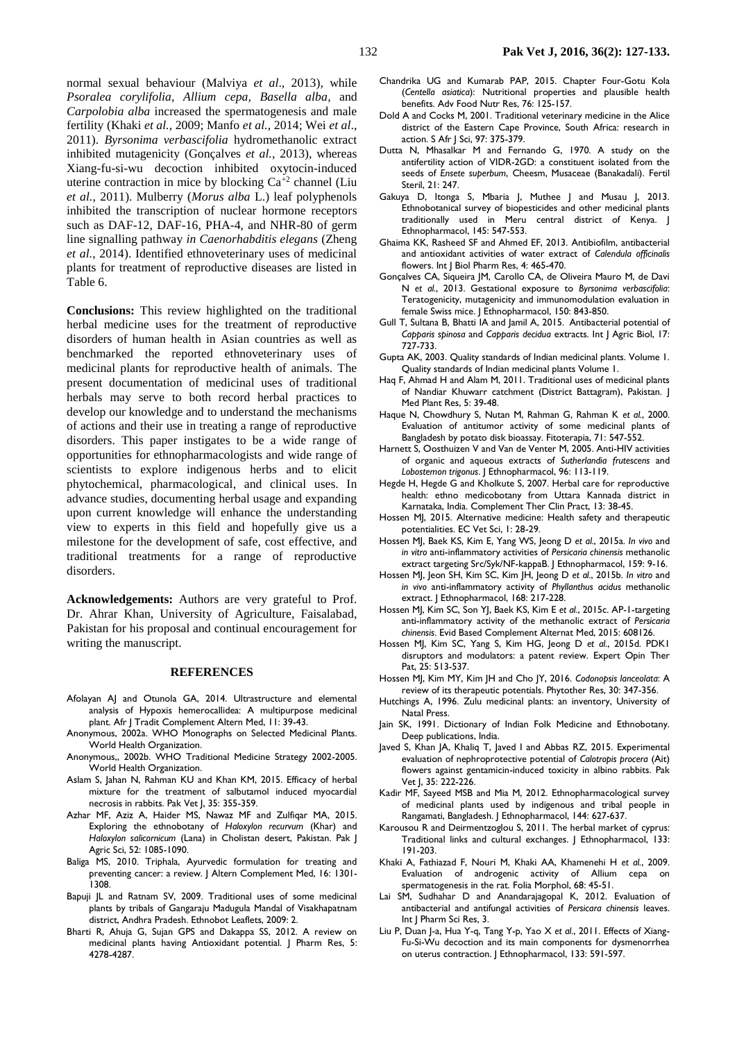normal sexual behaviour (Malviya *et al*., 2013), while *Psoralea corylifolia, Allium cepa, Basella alba,* and *Carpolobia alba* increased the spermatogenesis and male fertility (Khaki *et al.,* 2009; Manfo *et al.,* 2014; Wei *et al*., 2011). *Byrsonima verbascifolia* hydromethanolic extract inhibited mutagenicity (Gonçalves *et al.*, 2013), whereas Xiang-fu-si-wu decoction inhibited oxytocin-induced uterine contraction in mice by blocking $Ca^{+2}$ channel (Liu *et al.*, 2011). Mulberry (*Morus alba* L.) leaf polyphenols inhibited the transcription of nuclear hormone receptors such as DAF-12, DAF-16, PHA-4, and NHR-80 of germ line signalling pathway *in Caenorhabditis elegans* (Zheng *et al.*, 2014). Identified ethnoveterinary uses of medicinal plants for treatment of reproductive diseases are listed in Table 6.

**Conclusions:** This review highlighted on the traditional herbal medicine uses for the treatment of reproductive disorders of human health in Asian countries as well as benchmarked the reported ethnoveterinary uses of medicinal plants for reproductive health of animals. The present documentation of medicinal uses of traditional herbals may serve to both record herbal practices to develop our knowledge and to understand the mechanisms of actions and their use in treating a range of reproductive disorders. This paper instigates to be a wide range of opportunities for ethnopharmacologists and wide range of scientists to explore indigenous herbs and to elicit phytochemical, pharmacological, and clinical uses. In advance studies, documenting herbal usage and expanding upon current knowledge will enhance the understanding view to experts in this field and hopefully give us a milestone for the development of safe, cost effective, and traditional treatments for a range of reproductive disorders.

**Acknowledgements:** Authors are very grateful to Prof. Dr. Ahrar Khan, University of Agriculture, Faisalabad, Pakistan for his proposal and continual encouragement for writing the manuscript.

## REFERENCES

Afolayan AJ and Otunola GA, 2014. Ultrastructure and elemental analysis of Hypoxis hemerocallidea: A multipurpose medicinal plant. Afr J Tradit Complement Altern Med, 11: 39-43.

Anonymous, 2002a. WHO Monographs on Selected Medicinal Plants. World Health Organization.

Anonymous,, 2002b. WHO Traditional Medicine Strategy 2002-2005. World Health Organization.

Aslam S, Jahan N, Rahman KU and Khan KM, 2015. Efficacy of herbal mixture for the treatment of salbutamol induced myocardial necrosis in rabbits. Pak Vet J, 35: 355-359.

Azhar MF, Aziz A, Haider MS, Nawaz MF and Zulfiqar MA, 2015. Exploring the ethnobotany of *Haloxylon recurvum* (Khar) and *Haloxylon salicornicum* (Lana) in Cholistan desert, Pakistan. Pak J Agric Sci, 52: 1085-1090.

Baliga MS, 2010. Triphala, Ayurvedic formulation for treating and preventing cancer: a review. J Altern Complement Med, 16: 1301-1308.

Bapuji JL and Ratnam SV, 2009. Traditional uses of some medicinal plants by tribals of Gangaraju Madugula Mandal of Visakhapatnam district, Andhra Pradesh. Ethnobot Leaflets, 2009: 2.

Bharti R, Ahuja G, Sujan GPS and Dakappa SS, 2012. A review on medicinal plants having Antioxidant potential. J Pharm Res, 5: 4278-4287.

Chandrika UG and Kumarab PAP, 2015. Chapter Four-Gotu Kola (*Centella asiatica*): Nutritional properties and plausible health benefits. Adv Food Nutr Res, 76: 125-157.

Dold A and Cocks M, 2001. Traditional veterinary medicine in the Alice district of the Eastern Cape Province, South Africa: research in action. S Afr J Sci, 97: 375-379.

Dutta N, Mhasalkar M and Fernando G, 1970. A study on the antifertility action of VIDR-2GD: a constituent isolated from the seeds of *Ensete superbum*, Cheesm, Musaceae (Banakadali). Fertil Steril, 21: 247.

Gakuya D, Itonga S, Mbaria J, Muthee J and Musau J, 2013. Ethnobotanical survey of biopesticides and other medicinal plants traditionally used in Meru central district of Kenya. J Ethnopharmacol, 145: 547-553.

Ghaima KK, Rasheed SF and Ahmed EF, 2013. Antibiofilm, antibacterial and antioxidant activities of water extract of *Calendula officinalis* flowers. Int J Biol Pharm Res, 4: 465-470.

Gonçalves CA, Siqueira JM, Carollo CA, de Oliveira Mauro M, de Davi N *et al.*, 2013. Gestational exposure to *Byrsonima verbascifolia*: Teratogenicity, mutagenicity and immunomodulation evaluation in female Swiss mice. J Ethnopharmacol, 150: 843-850.

Gull T, Sultana B, Bhatti IA and Jamil A, 2015. Antibacterial potential of *Capparis spinosa* and *Capparis decidua* extracts. Int J Agric Biol, 17: 727-733.

Gupta AK, 2003. Quality standards of Indian medicinal plants. Volume 1. Quality standards of Indian medicinal plants Volume 1.

Haq F, Ahmad H and Alam M, 2011. Traditional uses of medicinal plants of Nandiar Khuwarr catchment (District Battagram), Pakistan. J Med Plant Res, 5: 39-48.

Haque N, Chowdhury S, Nutan M, Rahman G, Rahman K *et al.*, 2000. Evaluation of antitumor activity of some medicinal plants of Bangladesh by potato disk bioassay. Fitoterapia, 71: 547-552.

Harnett S, Oosthuizen V and Van de Venter M, 2005. Anti-HIV activities of organic and aqueous extracts of *Sutherlandia frutescens* and *Lobostemon trigonus*. J Ethnopharmacol, 96: 113-119.

Hegde H, Hegde G and Kholkute S, 2007. Herbal care for reproductive health: ethno medicobotany from Uttara Kannada district in Karnataka, India. Complement Ther Clin Pract, 13: 38-45.

Hossen MJ, 2015. Alternative medicine: Health safety and therapeutic potentialities. EC Vet Sci, 1: 28-29.

Hossen MJ, Baek KS, Kim E, Yang WS, Jeong D *et al.*, 2015a. *In vivo* and *in vitro* anti-inflammatory activities of *Persicaria chinensis* methanolic extract targeting Src/Syk/NF-kappaB. J Ethnopharmacol, 159: 9-16.

Hossen MJ, Jeon SH, Kim SC, Kim JH, Jeong D *et al.*, 2015b. *In vitro* and *in vivo* anti-inflammatory activity of *Phyllanthus acidus* methanolic extract. J Ethnopharmacol, 168: 217-228.

Hossen MJ, Kim SC, Son YJ, Baek KS, Kim E *et al.*, 2015c. AP-1-targeting anti-inflammatory activity of the methanolic extract of *Persicaria chinensis*. Evid Based Complement Alternat Med, 2015: 608126.

Hossen MJ, Kim SC, Yang S, Kim HG, Jeong D *et al.*, 2015d. PDK1 disruptors and modulators: a patent review. Expert Opin Ther Pat, 25: 513-537.

Hossen MJ, Kim MY, Kim JH and Cho JY, 2016. *Codonopsis lanceolata*: A review of its therapeutic potentials. Phytother Res, 30: 347-356.

Hutchings A, 1996. Zulu medicinal plants: an inventory, University of Natal Press.

Jain SK, 1991. Dictionary of Indian Folk Medicine and Ethnobotany. Deep publications, India.

Javed S, Khan JA, Khaliq T, Javed I and Abbas RZ, 2015. Experimental evaluation of nephroprotective potential of *Calotropis procera* (Ait) flowers against gentamicin-induced toxicity in albino rabbits. Pak Vet J, 35: 222-226.

Kadir MF, Sayeed MSB and Mia M, 2012. Ethnopharmacological survey of medicinal plants used by indigenous and tribal people in Rangamati, Bangladesh. J Ethnopharmacol, 144: 627-637.

Karousou R and Deirmentzoglou S, 2011. The herbal market of cyprus: Traditional links and cultural exchanges. J Ethnopharmacol, 133: 191-203.

Khaki A, Fathiazad F, Nouri M, Khaki AA, Khamenehi H *et al.*, 2009. Evaluation of androgenic activity of Allium cepa on spermatogenesis in the rat. Folia Morphol, 68: 45-51.

Lai SM, Sudhahar D and Anandarajagopal K, 2012. Evaluation of antibacterial and antifungal activities of *Persicara chinensis* leaves. Int J Pharm Sci Res, 3.

Liu P, Duan J-a, Hua Y-q, Tang Y-p, Yao X *et al.*, 2011. Effects of Xiang-Fu-Si-Wu decoction and its main components for dysmenorrhea on uterus contraction. J Ethnopharmacol, 133: 591-597.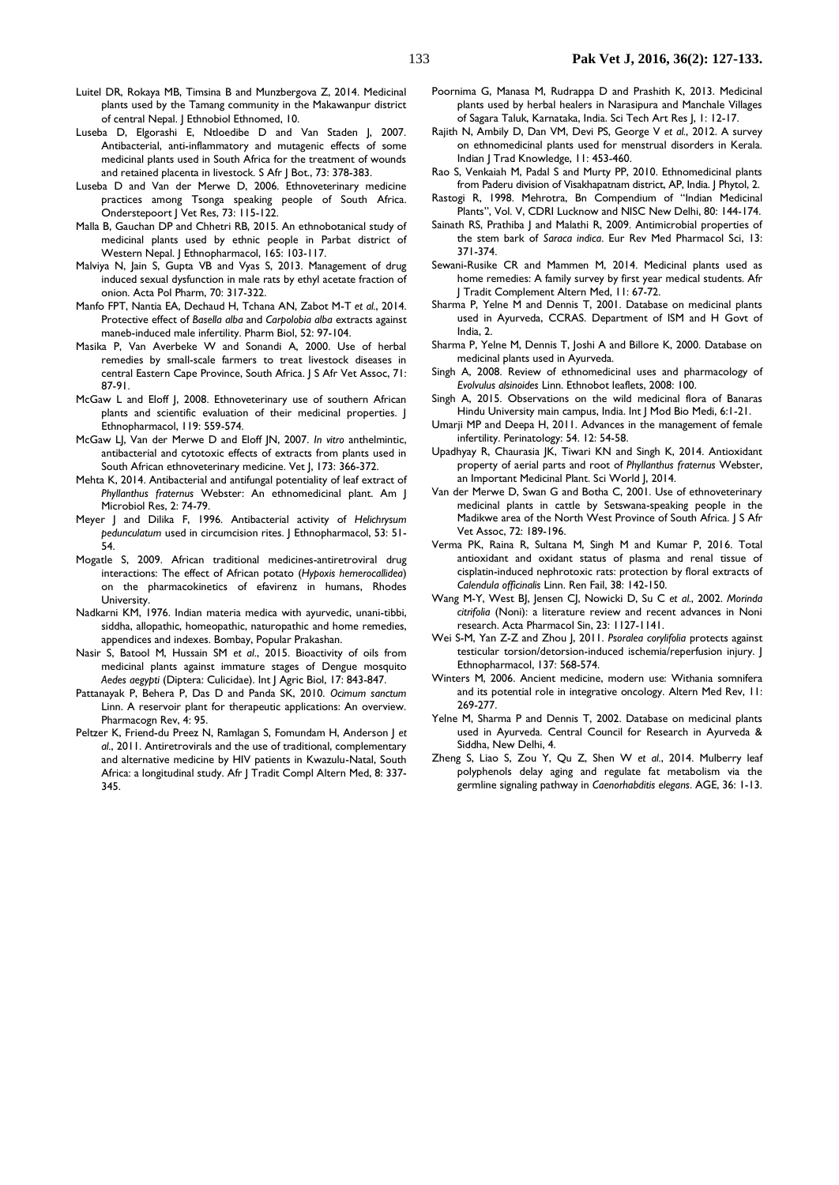Luitel DR, Rokaya MB, Timsina B and Munzbergova Z, 2014. Medicinal plants used by the Tamang community in the Makawanpur district of central Nepal. J Ethnobiol Ethnomed, 10.

Luseba D, Elgorashi E, Ntloedibe D and Van Staden J, 2007. Antibacterial, anti-inflammatory and mutagenic effects of some medicinal plants used in South Africa for the treatment of wounds and retained placenta in livestock. S Afr J Bot., 73: 378-383.

Luseba D and Van der Merwe D, 2006. Ethnoveterinary medicine practices among Tsonga speaking people of South Africa. Onderstepoort J Vet Res, 73: 115-122.

Malla B, Gauchan DP and Chhetri RB, 2015. An ethnobotanical study of medicinal plants used by ethnic people in Parbat district of Western Nepal. J Ethnopharmacol, 165: 103-117.

Malviya N, Jain S, Gupta VB and Vyas S, 2013. Management of drug induced sexual dysfunction in male rats by ethyl acetate fraction of onion. Acta Pol Pharm, 70: 317-322.

Manfo FPT, Nantia EA, Dechaud H, Tchana AN, Zabot M-T *et al.*, 2014. Protective effect of *Basella alba* and *Carpolobia alba* extracts against maneb-induced male infertility. Pharm Biol, 52: 97-104.

Masika P, Van Averbeke W and Sonandi A, 2000. Use of herbal remedies by small-scale farmers to treat livestock diseases in central Eastern Cape Province, South Africa. J S Afr Vet Assoc, 71: 87-91.

McGaw L and Eloff J, 2008. Ethnoveterinary use of southern African plants and scientific evaluation of their medicinal properties. J Ethnopharmacol, 119: 559-574.

McGaw LJ, Van der Merwe D and Eloff JN, 2007. *In vitro* anthelmintic, antibacterial and cytotoxic effects of extracts from plants used in South African ethnoveterinary medicine. Vet J, 173: 366-372.

Mehta K, 2014. Antibacterial and antifungal potentiality of leaf extract of *Phyllanthus fraternus* Webster: An ethnomedicinal plant. Am J Microbiol Res, 2: 74-79.

Meyer J and Dilika F, 1996. Antibacterial activity of *Helichrysum pedunculatum* used in circumcision rites. J Ethnopharmacol, 53: 51-54.

Mogatle S, 2009. African traditional medicines-antiretroviral drug interactions: The effect of African potato (*Hypoxis hemerocallidea*) on the pharmacokinetics of efavirenz in humans, Rhodes University.

Nadkarni KM, 1976. Indian materia medica with ayurvedic, unani-tibbi, siddha, allopathic, homeopathic, naturopathic and home remedies, appendices and indexes. Bombay, Popular Prakashan.

Nasir S, Batool M, Hussain SM *et al.*, 2015. Bioactivity of oils from medicinal plants against immature stages of Dengue mosquito *Aedes aegypti* (Diptera: Culicidae). Int J Agric Biol, 17: 843-847.

Pattanayak P, Behera P, Das D and Panda SK, 2010. *Ocimum sanctum* Linn. A reservoir plant for therapeutic applications: An overview. Pharmacogn Rev, 4: 95.

Peltzer K, Friend-du Preez N, Ramlagan S, Fomundam H, Anderson J *et al.*, 2011. Antiretrovirals and the use of traditional, complementary and alternative medicine by HIV patients in Kwazulu-Natal, South Africa: a longitudinal study. Afr J Tradit Compl Altern Med, 8: 337-345.

Poornima G, Manasa M, Rudrappa D and Prashith K, 2013. Medicinal plants used by herbal healers in Narasipura and Manchale Villages of Sagara Taluk, Karnataka, India. Sci Tech Art Res J, 1: 12-17.

Rajith N, Ambily D, Dan VM, Devi PS, George V *et al.*, 2012. A survey on ethnomedicinal plants used for menstrual disorders in Kerala. Indian J Trad Knowledge, 11: 453-460.

Rao S, Venkaiah M, Padal S and Murty PP, 2010. Ethnomedicinal plants from Paderu division of Visakhapatnam district, AP, India. J Phytol, 2.

Rastogi R, 1998. Mehrotra, Bn Compendium of "Indian Medicinal Plants", Vol. V, CDRI Lucknow and NISC New Delhi, 80: 144-174.

Sainath RS, Prathiba J and Malathi R, 2009. Antimicrobial properties of the stem bark of *Saraca indica*. Eur Rev Med Pharmacol Sci, 13: 371-374.

Sewani-Rusike CR and Mammen M, 2014. Medicinal plants used as home remedies: A family survey by first year medical students. Afr J Tradit Complement Altern Med, 11: 67-72.

Sharma P, Yelne M and Dennis T, 2001. Database on medicinal plants used in Ayurveda, CCRAS. Department of ISM and H Govt of India, 2.

Sharma P, Yelne M, Dennis T, Joshi A and Billore K, 2000. Database on medicinal plants used in Ayurveda.

Singh A, 2008. Review of ethnomedicinal uses and pharmacology of *Evolvulus alsinoides* Linn. Ethnobot leaflets, 2008: 100.

Singh A, 2015. Observations on the wild medicinal flora of Banaras Hindu University main campus, India. Int J Mod Bio Medi, 6:1-21.

Umarji MP and Deepa H, 2011. Advances in the management of female infertility. Perinatology: 54. 12: 54-58.

Upadhyay R, Chaurasia JK, Tiwari KN and Singh K, 2014. Antioxidant property of aerial parts and root of *Phyllanthus fraternus* Webster, an Important Medicinal Plant. Sci World J, 2014.

Van der Merwe D, Swan G and Botha C, 2001. Use of ethnoveterinary medicinal plants in cattle by Setswana-speaking people in the Madikwe area of the North West Province of South Africa. J S Afr Vet Assoc, 72: 189-196.

Verma PK, Raina R, Sultana M, Singh M and Kumar P, 2016. Total antioxidant and oxidant status of plasma and renal tissue of cisplatin-induced nephrotoxic rats: protection by floral extracts of *Calendula officinalis* Linn. Ren Fail, 38: 142-150.

Wang M-Y, West BJ, Jensen CJ, Nowicki D, Su C *et al.*, 2002. *Morinda citrifolia* (Noni): a literature review and recent advances in Noni research. Acta Pharmacol Sin, 23: 1127-1141.

Wei S-M, Yan Z-Z and Zhou J, 2011. *Psoralea corylifolia* protects against testicular torsion/detorsion-induced ischemia/reperfusion injury. J Ethnopharmacol, 137: 568-574.

Winters M, 2006. Ancient medicine, modern use: Withania somnifera and its potential role in integrative oncology. Altern Med Rev, 11: 269-277.

Yelne M, Sharma P and Dennis T, 2002. Database on medicinal plants used in Ayurveda. Central Council for Research in Ayurveda & Siddha, New Delhi, 4.

Zheng S, Liao S, Zou Y, Qu Z, Shen W *et al.*, 2014. Mulberry leaf polyphenols delay aging and regulate fat metabolism via the germline signaling pathway in *Caenorhabditis elegans*. AGE, 36: 1-13.